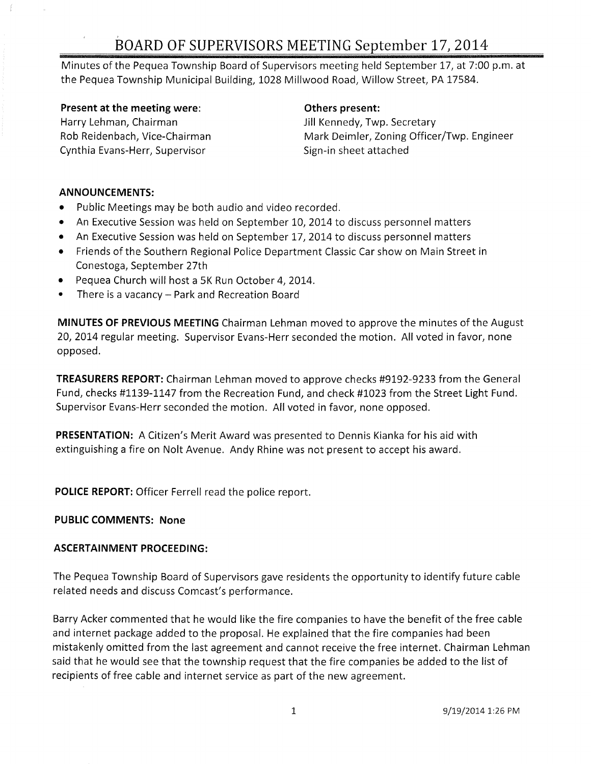# BOARD OF SUPERVISORS MEETING September 17, 2014

Minutes of the Pequea Township Board of Supervisors meeting held September 17, at 7:00 p.m. at the Pequea Township Municipal Building, 1028 Millwood Road, Willow Street, PA 17584.

**Present at the meeting were:**
Harry Lehman, Chairman
Rob Reidenbach, Vice-Chairman
Cynthia Evans-Herr, Supervisor

**Others present:**
Jill Kennedy, Twp. Secretary
Mark Deimler, Zoning Officer/Twp. Engineer
Sign-in sheet attached

**ANNOUNCEMENTS:**

- Public Meetings may be both audio and video recorded.
- An Executive Session was held on September 10, 2014 to discuss personnel matters
- An Executive Session was held on September 17, 2014 to discuss personnel matters
- Friends of the Southern Regional Police Department Classic Car show on Main Street in Conestoga, September 27th
- Pequea Church will host a 5K Run October 4, 2014.
- There is a vacancy – Park and Recreation Board

**MINUTES OF PREVIOUS MEETING** Chairman Lehman moved to approve the minutes of the August 20, 2014 regular meeting. Supervisor Evans-Herr seconded the motion. All voted in favor, none opposed.

**TREASURERS REPORT:** Chairman Lehman moved to approve checks #9192-9233 from the General Fund, checks #1139-1147 from the Recreation Fund, and check #1023 from the Street Light Fund. Supervisor Evans-Herr seconded the motion. All voted in favor, none opposed.

**PRESENTATION:** A Citizen's Merit Award was presented to Dennis Kianka for his aid with extinguishing a fire on Nolt Avenue. Andy Rhine was not present to accept his award.

**POLICE REPORT:** Officer Ferrell read the police report.

**PUBLIC COMMENTS: None**

**ASCERTAINMENT PROCEEDING:**

The Pequea Township Board of Supervisors gave residents the opportunity to identify future cable related needs and discuss Comcast's performance.

Barry Acker commented that he would like the fire companies to have the benefit of the free cable and internet package added to the proposal. He explained that the fire companies had been mistakenly omitted from the last agreement and cannot receive the free internet. Chairman Lehman said that he would see that the township request that the fire companies be added to the list of recipients of free cable and internet service as part of the new agreement.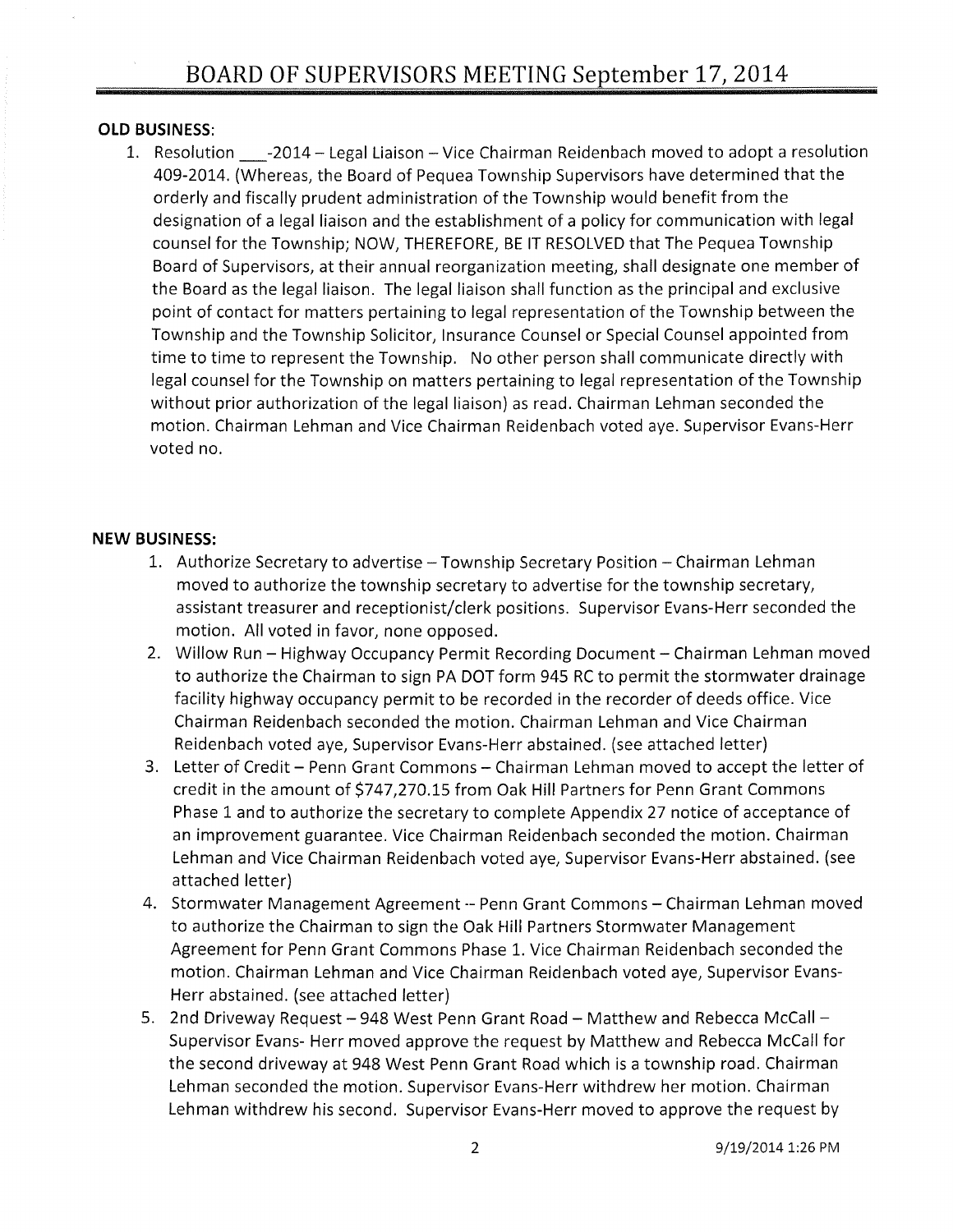## OLD BUSINESS:

1. Resolution \_\_\_-2014 – Legal Liaison – Vice Chairman Reidenbach moved to adopt a resolution 409-2014. (Whereas, the Board of Pequea Township Supervisors have determined that the orderly and fiscally prudent administration of the Township would benefit from the designation of a legal liaison and the establishment of a policy for communication with legal counsel for the Township; NOW, THEREFORE, BE IT RESOLVED that The Pequea Township Board of Supervisors, at their annual reorganization meeting, shall designate one member of the Board as the legal liaison. The legal liaison shall function as the principal and exclusive point of contact for matters pertaining to legal representation of the Township between the Township and the Township Solicitor, Insurance Counsel or Special Counsel appointed from time to time to represent the Township. No other person shall communicate directly with legal counsel for the Township on matters pertaining to legal representation of the Township without prior authorization of the legal liaison) as read. Chairman Lehman seconded the motion. Chairman Lehman and Vice Chairman Reidenbach voted aye. Supervisor Evans-Herr voted no.

## NEW BUSINESS:

1. Authorize Secretary to advertise – Township Secretary Position – Chairman Lehman moved to authorize the township secretary to advertise for the township secretary, assistant treasurer and receptionist/clerk positions. Supervisor Evans-Herr seconded the motion. All voted in favor, none opposed.
2. Willow Run – Highway Occupancy Permit Recording Document – Chairman Lehman moved to authorize the Chairman to sign PA DOT form 945 RC to permit the stormwater drainage facility highway occupancy permit to be recorded in the recorder of deeds office. Vice Chairman Reidenbach seconded the motion. Chairman Lehman and Vice Chairman Reidenbach voted aye, Supervisor Evans-Herr abstained. (see attached letter)
3. Letter of Credit – Penn Grant Commons – Chairman Lehman moved to accept the letter of credit in the amount of $747,270.15 from Oak Hill Partners for Penn Grant Commons Phase 1 and to authorize the secretary to complete Appendix 27 notice of acceptance of an improvement guarantee. Vice Chairman Reidenbach seconded the motion. Chairman Lehman and Vice Chairman Reidenbach voted aye, Supervisor Evans-Herr abstained. (see attached letter)
4. Stormwater Management Agreement -- Penn Grant Commons – Chairman Lehman moved to authorize the Chairman to sign the Oak Hill Partners Stormwater Management Agreement for Penn Grant Commons Phase 1. Vice Chairman Reidenbach seconded the motion. Chairman Lehman and Vice Chairman Reidenbach voted aye, Supervisor Evans-Herr abstained. (see attached letter)
5. 2nd Driveway Request – 948 West Penn Grant Road – Matthew and Rebecca McCall – Supervisor Evans- Herr moved approve the request by Matthew and Rebecca McCall for the second driveway at 948 West Penn Grant Road which is a township road. Chairman Lehman seconded the motion. Supervisor Evans-Herr withdrew her motion. Chairman Lehman withdrew his second. Supervisor Evans-Herr moved to approve the request by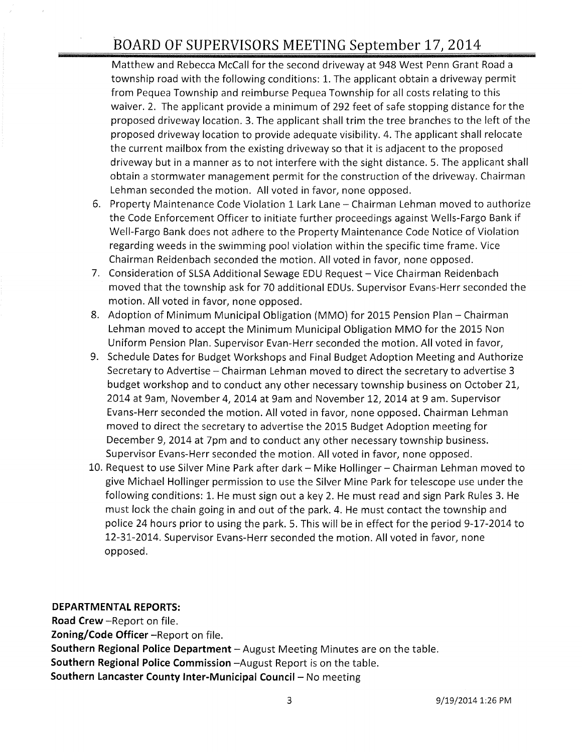Matthew and Rebecca McCall for the second driveway at 948 West Penn Grant Road a township road with the following conditions: 1. The applicant obtain a driveway permit from Pequea Township and reimburse Pequea Township for all costs relating to this waiver. 2. The applicant provide a minimum of 292 feet of safe stopping distance for the proposed driveway location. 3. The applicant shall trim the tree branches to the left of the proposed driveway location to provide adequate visibility. 4. The applicant shall relocate the current mailbox from the existing driveway so that it is adjacent to the proposed driveway but in a manner as to not interfere with the sight distance. 5. The applicant shall obtain a stormwater management permit for the construction of the driveway. Chairman Lehman seconded the motion. All voted in favor, none opposed.

6. Property Maintenance Code Violation 1 Lark Lane – Chairman Lehman moved to authorize the Code Enforcement Officer to initiate further proceedings against Wells-Fargo Bank if Well-Fargo Bank does not adhere to the Property Maintenance Code Notice of Violation regarding weeds in the swimming pool violation within the specific time frame. Vice Chairman Reidenbach seconded the motion. All voted in favor, none opposed.
7. Consideration of SLSA Additional Sewage EDU Request – Vice Chairman Reidenbach moved that the township ask for 70 additional EDUs. Supervisor Evans-Herr seconded the motion. All voted in favor, none opposed.
8. Adoption of Minimum Municipal Obligation (MMO) for 2015 Pension Plan – Chairman Lehman moved to accept the Minimum Municipal Obligation MMO for the 2015 Non Uniform Pension Plan. Supervisor Evan-Herr seconded the motion. All voted in favor,
9. Schedule Dates for Budget Workshops and Final Budget Adoption Meeting and Authorize Secretary to Advertise – Chairman Lehman moved to direct the secretary to advertise 3 budget workshop and to conduct any other necessary township business on October 21, 2014 at 9am, November 4, 2014 at 9am and November 12, 2014 at 9 am. Supervisor Evans-Herr seconded the motion. All voted in favor, none opposed. Chairman Lehman moved to direct the secretary to advertise the 2015 Budget Adoption meeting for December 9, 2014 at 7pm and to conduct any other necessary township business. Supervisor Evans-Herr seconded the motion. All voted in favor, none opposed.
10. Request to use Silver Mine Park after dark – Mike Hollinger – Chairman Lehman moved to give Michael Hollinger permission to use the Silver Mine Park for telescope use under the following conditions: 1. He must sign out a key 2. He must read and sign Park Rules 3. He must lock the chain going in and out of the park. 4. He must contact the township and police 24 hours prior to using the park. 5. This will be in effect for the period 9-17-2014 to 12-31-2014. Supervisor Evans-Herr seconded the motion. All voted in favor, none opposed.

**DEPARTMENTAL REPORTS:**

**Road Crew** –Report on file.
**Zoning/Code Officer** –Report on file.
**Southern Regional Police Department** – August Meeting Minutes are on the table.
**Southern Regional Police Commission** –August Report is on the table.
**Southern Lancaster County Inter-Municipal Council** – No meeting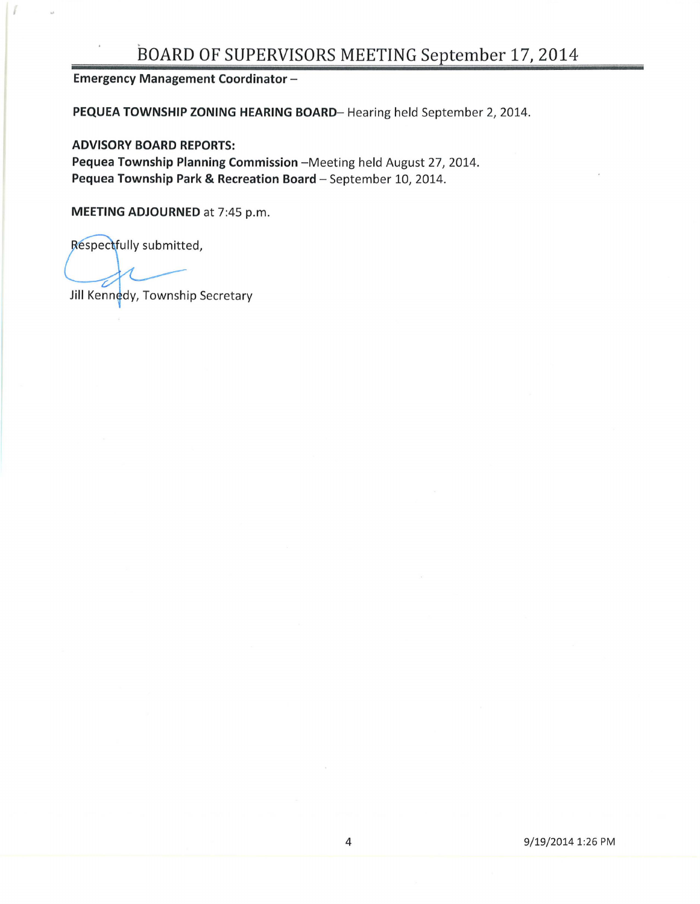**Emergency Management Coordinator –**

**PEQUEA TOWNSHIP ZONING HEARING BOARD**– Hearing held September 2, 2014.

**ADVISORY BOARD REPORTS:**

**Pequea Township Planning Commission** –Meeting held August 27, 2014.
**Pequea Township Park & Recreation Board** – September 10, 2014.

**MEETING ADJOURNED** at 7:45 p.m.

Respectfully submitted,

Jill Kennedy, Township Secretary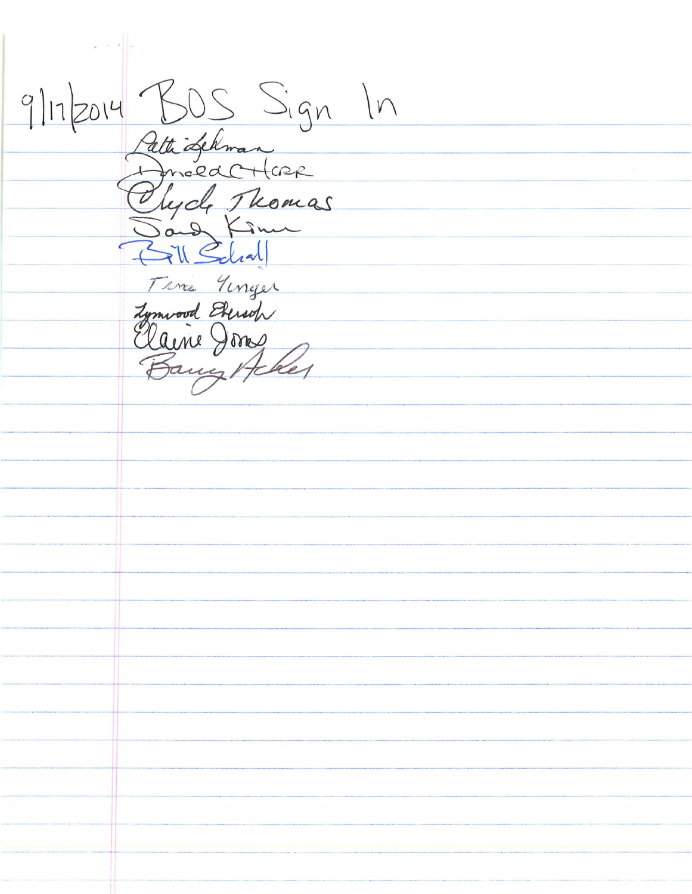# 9/17/2014 BOS Sign In

Pattie Lehman
Donald C Herr
Clyde Thomas
Sandy Kime
Bill Schall
Tim Yenger
Lynwood Ebersole
Elaine Jones
Barry Acker